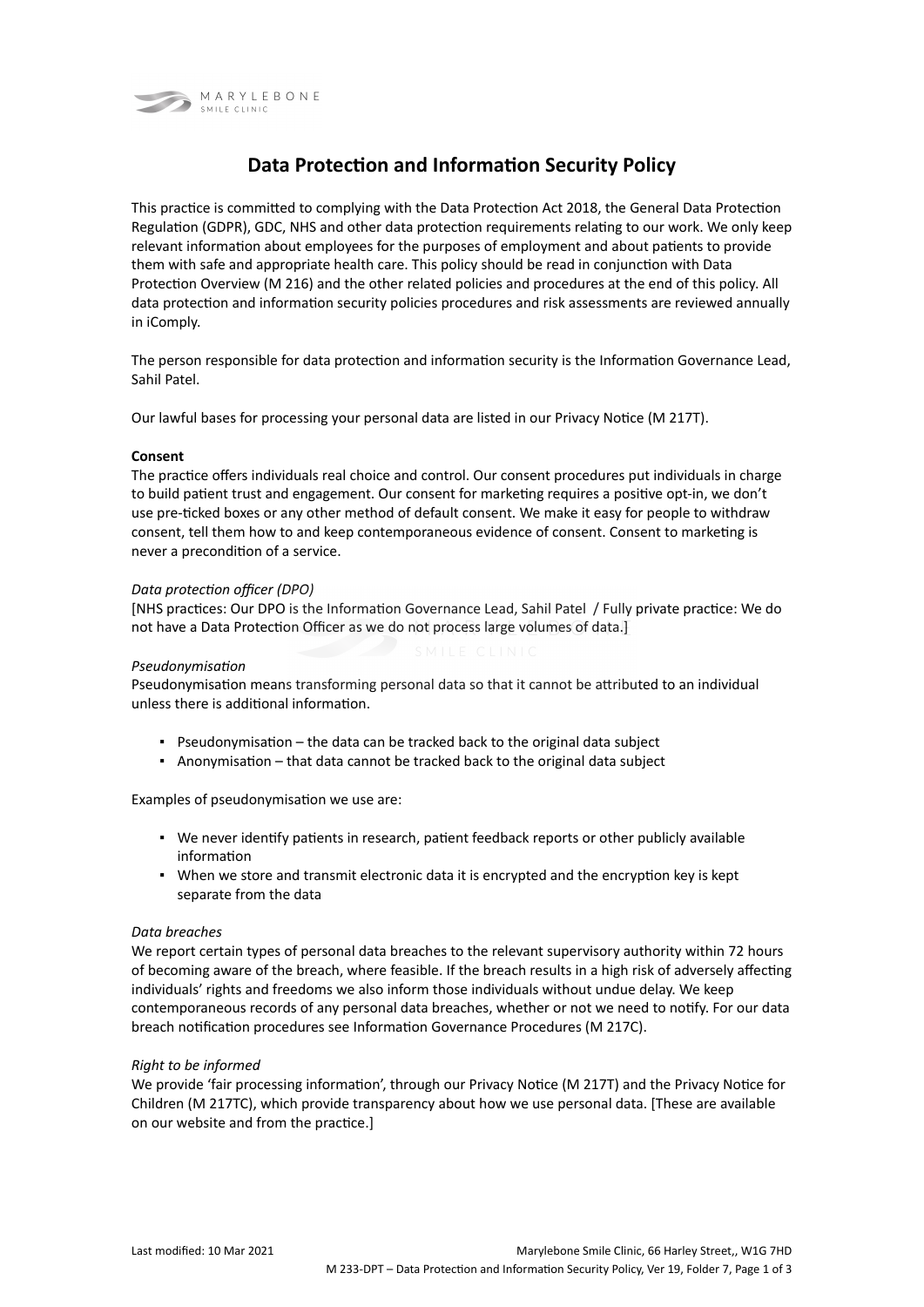# Data Protection and Information Security Policy

This practice is committed to complying with the Data Protection Act 2018, the General Data Protection Regulation (GDPR), GDC, NHS and other data protection requirements relating to our work. We only keep relevant information about employees for the purposes of employment and about patients to provide them with safe and appropriate health care. This policy should be read in conjunction with Data Protection Overview (M 216) and the other related policies and procedures at the end of this policy. All data protection and information security policies procedures and risk assessments are reviewed annually in iComply.

The person responsible for data protection and information security is the Information Governance Lead, Sahil Patel.

Our lawful bases for processing your personal data are listed in our Privacy Notice (M 217T).

**Consent**
The practice offers individuals real choice and control. Our consent procedures put individuals in charge to build patient trust and engagement. Our consent for marketing requires a positive opt-in, we don't use pre-ticked boxes or any other method of default consent. We make it easy for people to withdraw consent, tell them how to and keep contemporaneous evidence of consent. Consent to marketing is never a precondition of a service.

*Data protection officer (DPO)*
[NHS practices: Our DPO is the Information Governance Lead, Sahil Patel / Fully private practice: We do not have a Data Protection Officer as we do not process large volumes of data.]

*Pseudonymisation*
Pseudonymisation means transforming personal data so that it cannot be attributed to an individual unless there is additional information.

- Pseudonymisation – the data can be tracked back to the original data subject
- Anonymisation – that data cannot be tracked back to the original data subject

Examples of pseudonymisation we use are:

- We never identify patients in research, patient feedback reports or other publicly available information
- When we store and transmit electronic data it is encrypted and the encryption key is kept separate from the data

*Data breaches*
We report certain types of personal data breaches to the relevant supervisory authority within 72 hours of becoming aware of the breach, where feasible. If the breach results in a high risk of adversely affecting individuals' rights and freedoms we also inform those individuals without undue delay. We keep contemporaneous records of any personal data breaches, whether or not we need to notify. For our data breach notification procedures see Information Governance Procedures (M 217C).

*Right to be informed*
We provide 'fair processing information', through our Privacy Notice (M 217T) and the Privacy Notice for Children (M 217TC), which provide transparency about how we use personal data. [These are available on our website and from the practice.]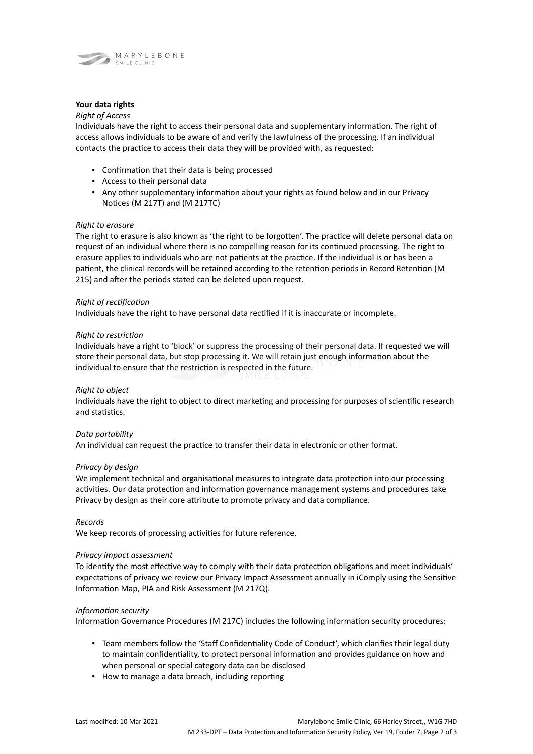**Your data rights**

*Right of Access*

Individuals have the right to access their personal data and supplementary information. The right of access allows individuals to be aware of and verify the lawfulness of the processing. If an individual contacts the practice to access their data they will be provided with, as requested:

- Confirmation that their data is being processed
- Access to their personal data
- Any other supplementary information about your rights as found below and in our Privacy Notices (M 217T) and (M 217TC)

*Right to erasure*

The right to erasure is also known as 'the right to be forgotten'. The practice will delete personal data on request of an individual where there is no compelling reason for its continued processing. The right to erasure applies to individuals who are not patients at the practice. If the individual is or has been a patient, the clinical records will be retained according to the retention periods in Record Retention (M 215) and after the periods stated can be deleted upon request.

*Right of rectification*

Individuals have the right to have personal data rectified if it is inaccurate or incomplete.

*Right to restriction*

Individuals have a right to 'block' or suppress the processing of their personal data. If requested we will store their personal data, but stop processing it. We will retain just enough information about the individual to ensure that the restriction is respected in the future.

*Right to object*

Individuals have the right to object to direct marketing and processing for purposes of scientific research and statistics.

*Data portability*

An individual can request the practice to transfer their data in electronic or other format.

*Privacy by design*

We implement technical and organisational measures to integrate data protection into our processing activities. Our data protection and information governance management systems and procedures take Privacy by design as their core attribute to promote privacy and data compliance.

*Records*

We keep records of processing activities for future reference.

*Privacy impact assessment*

To identify the most effective way to comply with their data protection obligations and meet individuals' expectations of privacy we review our Privacy Impact Assessment annually in iComply using the Sensitive Information Map, PIA and Risk Assessment (M 217Q).

*Information security*

Information Governance Procedures (M 217C) includes the following information security procedures:

- Team members follow the 'Staff Confidentiality Code of Conduct', which clarifies their legal duty to maintain confidentiality, to protect personal information and provides guidance on how and when personal or special category data can be disclosed
- How to manage a data breach, including reporting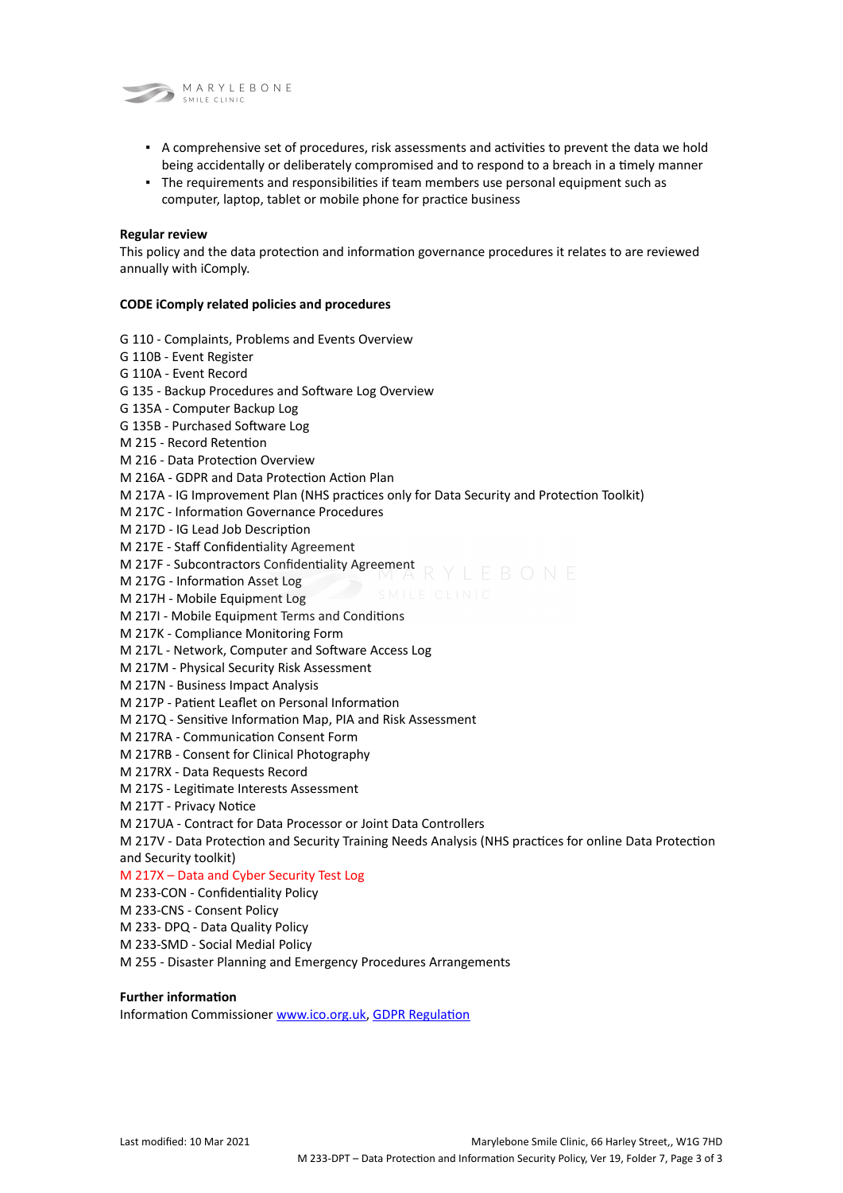- A comprehensive set of procedures, risk assessments and activities to prevent the data we hold being accidentally or deliberately compromised and to respond to a breach in a timely manner
- The requirements and responsibilities if team members use personal equipment such as computer, laptop, tablet or mobile phone for practice business

**Regular review**

This policy and the data protection and information governance procedures it relates to are reviewed annually with iComply.

**CODE iComply related policies and procedures**

G 110 - Complaints, Problems and Events Overview
G 110B - Event Register
G 110A - Event Record
G 135 - Backup Procedures and Software Log Overview
G 135A - Computer Backup Log
G 135B - Purchased Software Log
M 215 - Record Retention
M 216 - Data Protection Overview
M 216A - GDPR and Data Protection Action Plan
M 217A - IG Improvement Plan (NHS practices only for Data Security and Protection Toolkit)
M 217C - Information Governance Procedures
M 217D - IG Lead Job Description
M 217E - Staff Confidentiality Agreement
M 217F - Subcontractors Confidentiality Agreement
M 217G - Information Asset Log
M 217H - Mobile Equipment Log
M 217I - Mobile Equipment Terms and Conditions
M 217K - Compliance Monitoring Form
M 217L - Network, Computer and Software Access Log
M 217M - Physical Security Risk Assessment
M 217N - Business Impact Analysis
M 217P - Patient Leaflet on Personal Information
M 217Q - Sensitive Information Map, PIA and Risk Assessment
M 217RA - Communication Consent Form
M 217RB - Consent for Clinical Photography
M 217RX - Data Requests Record
M 217S - Legitimate Interests Assessment
M 217T - Privacy Notice
M 217UA - Contract for Data Processor or Joint Data Controllers
M 217V - Data Protection and Security Training Needs Analysis (NHS practices for online Data Protection and Security toolkit)
M 217X – Data and Cyber Security Test Log
M 233-CON - Confidentiality Policy
M 233-CNS - Consent Policy
M 233- DPQ - Data Quality Policy
M 233-SMD - Social Medial Policy
M 255 - Disaster Planning and Emergency Procedures Arrangements

**Further information**

Information Commissioner [www.ico.org.uk](http://www.ico.org.uk), [GDPR Regulation]()